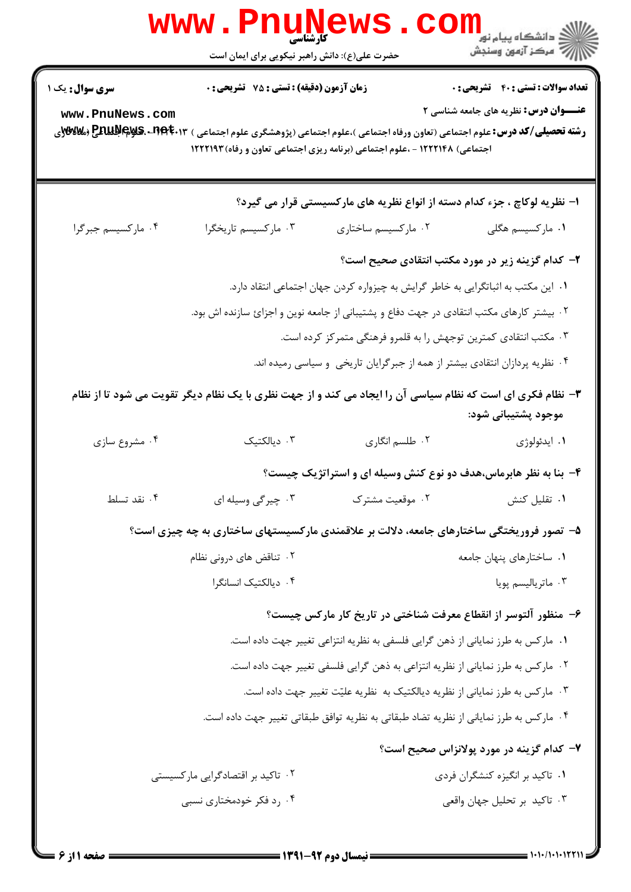کارشناسی

حضرت علی(ع): دانش راهبر نیکویی برای ایمان است

**سری سوال:** یک ۱ | **زمان آزمون (دقیقه) : تستی : ۷۵ تشریحی : ۰** | **تعداد سوالات : تستی : ۴۰ تشریحی : ۰**

**عنـــوان درس:** نظریه های جامعه شناسی ۲

**رشته تحصیلی/کد درس:** علوم اجتماعی (تعاون ورفاه اجتماعی )،علوم اجتماعی (پژوهشگری علوم اجتماعی ) ۱۲۲۲۰۱۳ - ،علوم اجتماعی (مددکاری اجتماعی) ۱۲۲۲۱۴۸ - ،علوم اجتماعی (برنامه ریزی اجتماعی تعاون و رفاه)۱۲۲۲۱۹۳

**۱- نظریه لوکاچ ، جزء کدام دسته از انواع نظریه های مارکسیستی قرار می گیرد؟**

۱. مارکسیسم هگلی
۲. مارکسیسم ساختاری
۳. مارکسیسم تاریخگرا
۴. مارکسیسم جبرگرا

**۲- کدام گزینه زیر در مورد مکتب انتقادی صحیح است؟**

۱. این مکتب به اثباتگرایی به خاطر گرایش به چیزواره کردن جهان اجتماعی انتقاد دارد.
۲. بیشتر کارهای مکتب انتقادی در جهت دفاع و پشتیبانی از جامعه نوین و اجزاء سازنده اش بود.
۳. مکتب انتقادی کمترین توجهش را به قلمرو فرهنگی متمرکز کرده است.
۴. نظریه پردازان انتقادی بیشتر از همه از جبرگرایان تاریخی و سیاسی رمیده اند.

**۳- نظام فکری ای است که نظام سیاسی آن را ایجاد می کند و از جهت نظری با یک نظام دیگر تقویت می شود تا از نظام موجود پشتیبانی شود:**

۱. ایدئولوژی
۲. طلسم انگاری
۳. دیالکتیک
۴. مشروع سازی

**۴- بنا به نظر هابرماس،هدف دو نوع کنش وسیله ای و استراتژیک چیست؟**

۱. تقلیل کنش
۲. موقعیت مشترک
۳. چیرگی وسیله ای
۴. نقد تسلط

**۵- تصور فروریختگی ساختارهای جامعه، دلالت بر علاقمندی مارکسیستهای ساختاری به چه چیزی است؟**

۱. ساختارهای پنهان جامعه
۲. تناقض های درونی نظام
۳. ماتریالیسم پویا
۴. دیالکتیک انسانگرا

**۶- منظور آلتوسر از انقطاع معرفت شناختی در تاریخ کار مارکس چیست؟**

۱. مارکس به طرز نمایانی از ذهن گرایی فلسفی به نظریه انتزاعی تغییر جهت داده است.
۲. مارکس به طرز نمایانی از نظریه انتزاعی به ذهن گرایی فلسفی تغییر جهت داده است.
۳. مارکس به طرز نمایانی از نظریه دیالکتیک به نظریه علیّت تغییر جهت داده است.
۴. مارکس به طرز نمایانی از نظریه تضاد طبقاتی به نظریه توافق طبقاتی تغییر جهت داده است.

**۷- کدام گزینه در مورد پولانزاس صحیح است؟**

۱. تاکید بر انگیزه کنشگران فردی
۲. تاکید بر اقتصادگرایی مارکسیستی
۳. تاکید بر تحلیل جهان واقعی
۴. رد فکر خودمختاری نسبی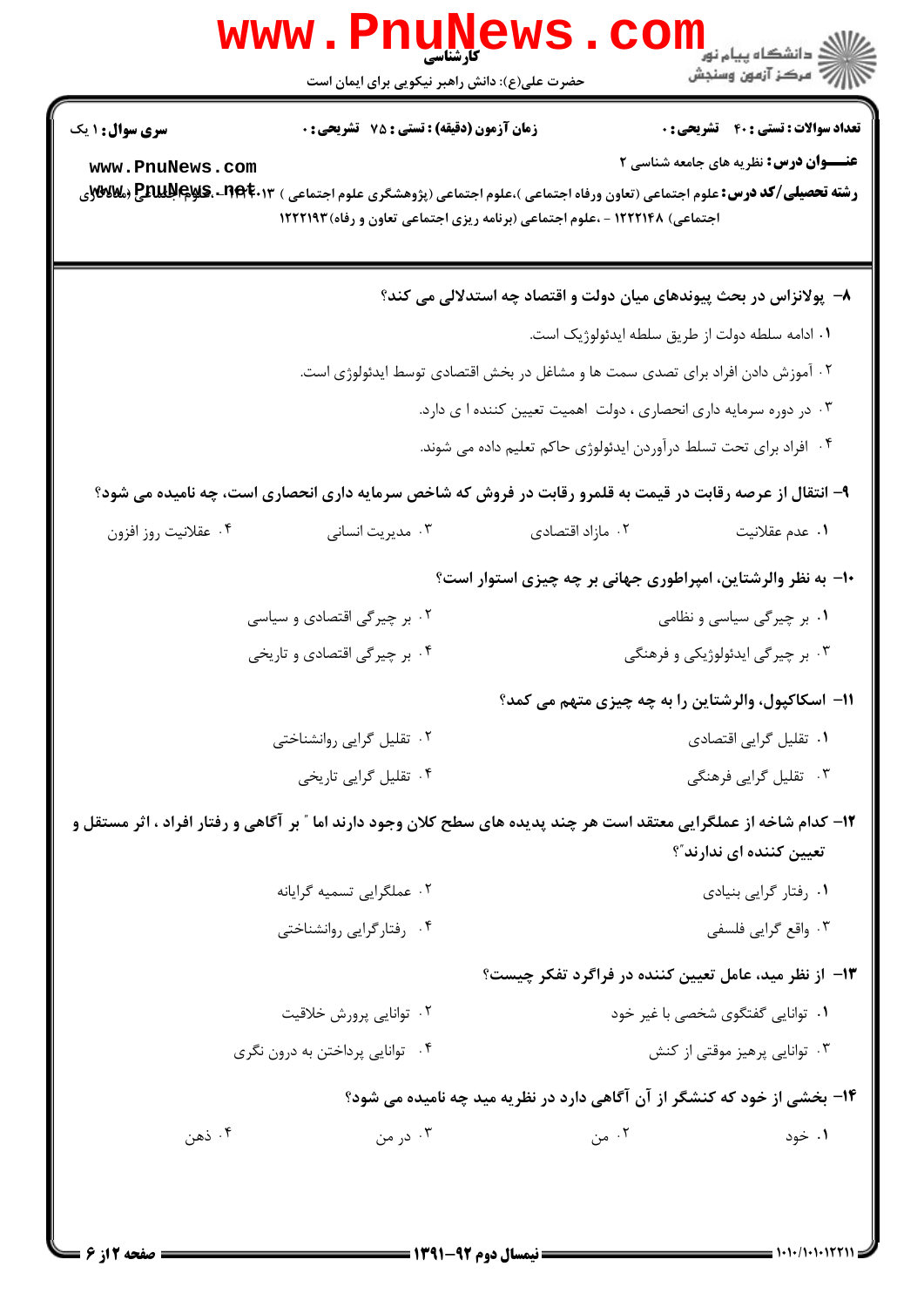**۸- پولانزاس در بحث پیوندهای میان دولت و اقتصاد چه استدلالی می کند؟**

۱. ادامه سلطه دولت از طریق سلطه ایدئولوژیک است.

۲. آموزش دادن افراد برای تصدی سمت ها و مشاغل در بخش اقتصادی توسط ایدئولوژی است.

۳. در دوره سرمایه داری انحصاری ، دولت اهمیت تعیین کننده ا ی دارد.

۴. افراد برای تحت تسلط درآوردن ایدئولوژی حاکم تعلیم داده می شوند.

**۹- انتقال از عرصه رقابت در قیمت به قلمرو رقابت در فروش که شاخص سرمایه داری انحصاری است، چه نامیده می شود؟**

۱. عدم عقلانیت

۲. مازاد اقتصادی

۳. مدیریت انسانی

۴. عقلانیت روز افزون

**۱۰- به نظر والرشتاین، امپراطوری جهانی بر چه چیزی استوار است؟**

۱. بر چیرگی سیاسی و نظامی

۲. بر چیرگی اقتصادی و سیاسی

۳. بر چیرگی ایدئولوژیکی و فرهنگی

۴. بر چیرگی اقتصادی و تاریخی

**۱۱- اسکاکپول، والرشتاین را به چه چیزی متهم می کند؟**

۱. تقلیل گرایی اقتصادی

۲. تقلیل گرایی روانشناختی

۳. تقلیل گرایی فرهنگی

۴. تقلیل گرایی تاریخی

**۱۲- کدام شاخه از عملگرایی معتقد است هر چند پدیده های سطح کلان وجود دارند اما " بر آگاهی و رفتار افراد ، اثر مستقل و تعیین کننده ای ندارند"؟**

۱. رفتار گرایی بنیادی

۲. عملگرایی تسمیه گرایانه

۳. واقع گرایی فلسفی

۴. رفتارگرایی روانشناختی

**۱۳- از نظر مید، عامل تعیین کننده در فراگرد تفکر چیست؟**

۱. توانایی گفتگوی شخصی با غیر خود

۲. توانایی پرورش خلاقیت

۳. توانایی پرهیز موقتی از کنش

۴. توانایی پرداختن به درون نگری

**۱۴- بخشی از خود که کنشگر از آن آگاهی دارد در نظریه مید چه نامیده می شود؟**

۱. خود

۲. من

۳. در من

۴. ذهن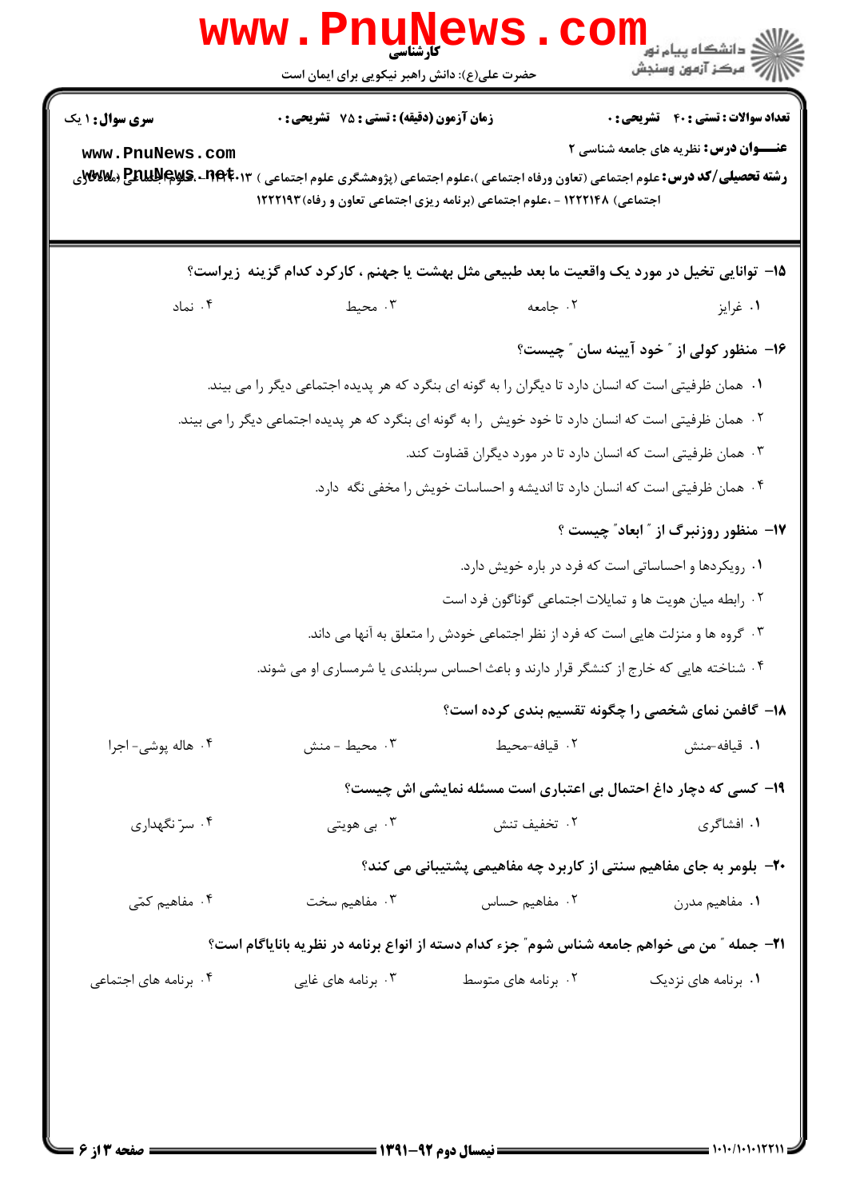۱۵- توانایی تخیل در مورد یک واقعیت ما بعد طبیعی مثل بهشت یا جهنم ، کارکرد کدام گزینه زیراست؟

۱. غرایز
۲. جامعه
۳. محیط
۴. نماد

۱۶- منظور کولی از " خود آیینه سان " چیست؟

۱. همان ظرفیتی است که انسان دارد تا دیگران را به گونه ای بنگرد که هر پدیده اجتماعی دیگر را می بیند.
۲. همان ظرفیتی است که انسان دارد تا خود خویش را به گونه ای بنگرد که هر پدیده اجتماعی دیگر را می بیند.
۳. همان ظرفیتی است که انسان دارد تا در مورد دیگران قضاوت کند.
۴. همان ظرفیتی است که انسان دارد تا اندیشه و احساسات خویش را مخفی نگه دارد.

۱۷- منظور روزنبرگ از " ابعاد" چیست ؟

۱. رویکردها و احساساتی است که فرد در باره خویش دارد.
۲. رابطه میان هویت ها و تمایلات اجتماعی گوناگون فرد است
۳. گروه ها و منزلت هایی است که فرد از نظر اجتماعی خودش را متعلق به آنها می داند.
۴. شناخته هایی که خارج از کنشگر قرار دارند و باعث احساس سربلندی یا شرمساری او می شوند.

۱۸- گافمن نمای شخصی را چگونه تقسیم بندی کرده است؟

۱. قیافه-منش
۲. قیافه-محیط
۳. محیط - منش
۴. هاله پوشی- اجرا

۱۹- کسی که دچار داغ احتمال بی اعتباری است مسئله نمایشی اش چیست؟

۱. افشاگری
۲. تخفیف تنش
۳. بی هویتی
۴. سرّ نگهداری

۲۰- بلومر به جای مفاهیم سنتی از کاربرد چه مفاهیمی پشتیبانی می کند؟

۱. مفاهیم مدرن
۲. مفاهیم حساس
۳. مفاهیم سخت
۴. مفاهیم کمّی

۲۱- جمله " من می خواهم جامعه شناس شوم" جزء کدام دسته از انواع برنامه در نظریه بانایاگام است؟

۱. برنامه های نزدیک
۲. برنامه های متوسط
۳. برنامه های غایی
۴. برنامه های اجتماعی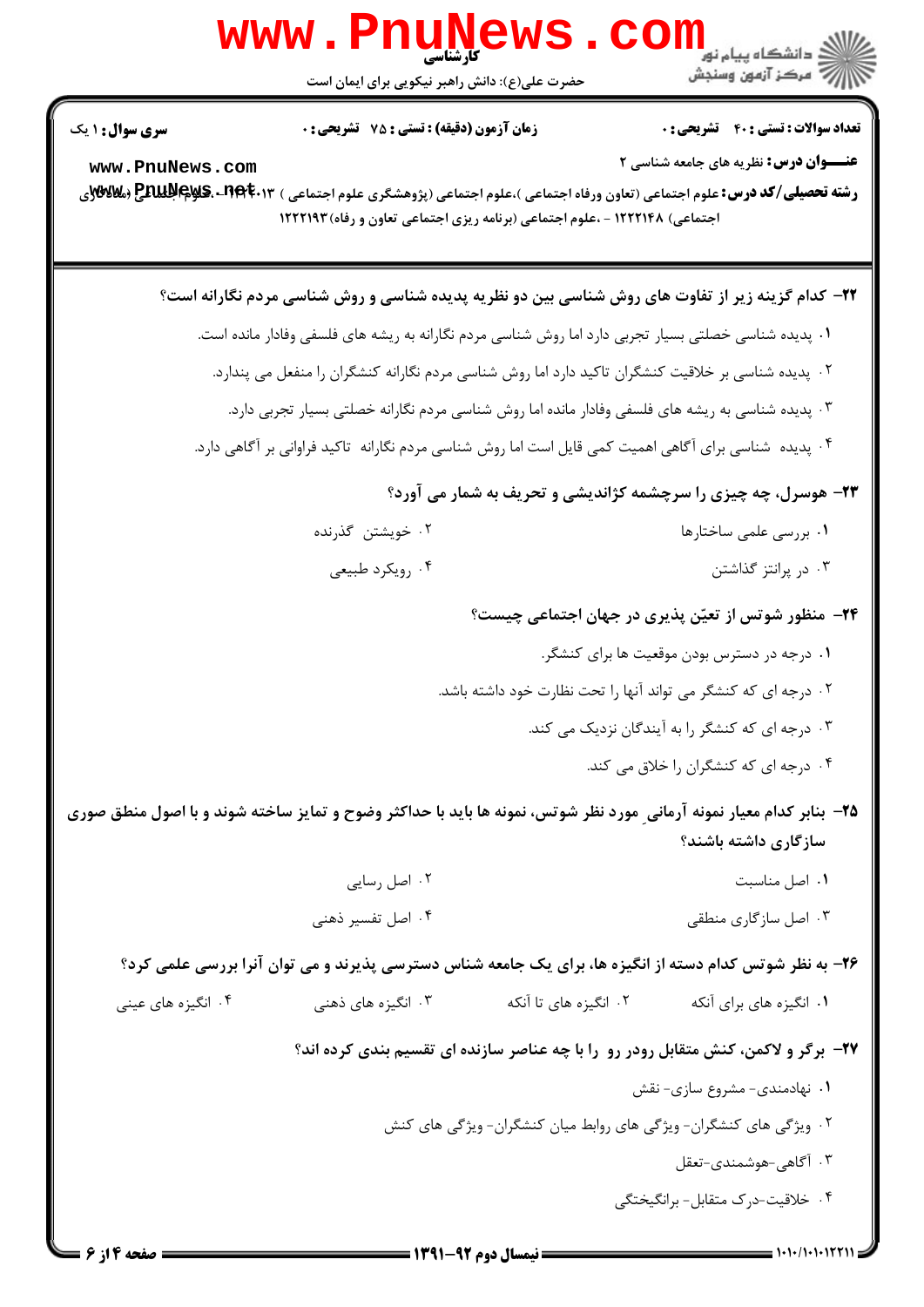**سری سوال:** ۱ یک | **زمان آزمون (دقیقه) : تستی :** ۷۵ **تشریحی :** ۰ | **تعداد سوالات : تستی :** ۴۰ **تشریحی :** ۰

**عنـــوان درس:** نظریه های جامعه شناسی ۲

**رشته تحصیلی/کد درس:** علوم اجتماعی (تعاون ورفاه اجتماعی )،علوم اجتماعی (پژوهشگری علوم اجتماعی ) ۱۲۲۲۰۱۳ - ،علوم اجتماعی (مددکاری اجتماعی) ۱۲۲۲۱۴۸ - ،علوم اجتماعی (برنامه ریزی اجتماعی تعاون و رفاه)۱۲۲۲۱۹۳

**۲۲- کدام گزینه زیر از تفاوت های روش شناسی بین دو نظریه پدیده شناسی و روش شناسی مردم نگارانه است؟**

۱. پدیده شناسی خصلتی بسیار تجربی دارد اما روش شناسی مردم نگارانه به ریشه های فلسفی وفادار مانده است.

۲. پدیده شناسی بر خلاقیت کنشگران تاکید دارد اما روش شناسی مردم نگارانه کنشگران را منفعل می پندارد.

۳. پدیده شناسی به ریشه های فلسفی وفادار مانده اما روش شناسی مردم نگارانه خصلتی بسیار تجربی دارد.

۴. پدیده شناسی برای آگاهی اهمیت کمی قایل است اما روش شناسی مردم نگارانه تاکید فراوانی بر آگاهی دارد.

**۲۳- هوسرل، چه چیزی را سرچشمه کژاندیشی و تحریف به شمار می آورد؟**

۱. بررسی علمی ساختارها

۲. خویشتن گذرنده

۳. در پرانتز گذاشتن

۴. رویکرد طبیعی

**۲۴- منظور شوتس از تعیّن پذیری در جهان اجتماعی چیست؟**

۱. درجه در دسترس بودن موقعیت ها برای کنشگر.

۲. درجه ای که کنشگر می تواند آنها را تحت نظارت خود داشته باشد.

۳. درجه ای که کنشگر را به آیندگان نزدیک می کند.

۴. درجه ای که کنشگران را خلاق می کند.

**۲۵- بنابر کدام معیار نمونه آرمانیِ مورد نظر شوتس، نمونه ها باید با حداکثر وضوح و تمایز ساخته شوند و با اصول منطق صوری سازگاری داشته باشند؟**

۱. اصل مناسبت

۲. اصل رسایی

۳. اصل سازگاری منطقی

۴. اصل تفسیر ذهنی

**۲۶- به نظر شوتس کدام دسته از انگیزه ها، برای یک جامعه شناس دسترسی پذیرند و می توان آنرا بررسی علمی کرد؟**

۱. انگیزه های برای آنکه

۲. انگیزه های تا آنکه

۳. انگیزه های ذهنی

۴. انگیزه های عینی

**۲۷- برگر و لاکمن، کنش متقابل رودر رو را با چه عناصر سازنده ای تقسیم بندی کرده اند؟**

۱. نهادمندی- مشروع سازی- نقش

۲. ویژگی های کنشگران- ویژگی های روابط میان کنشگران- ویژگی های کنش

۳. آگاهی-هوشمندی-تعقل

۴. خلاقیت-درک متقابل- برانگیختگی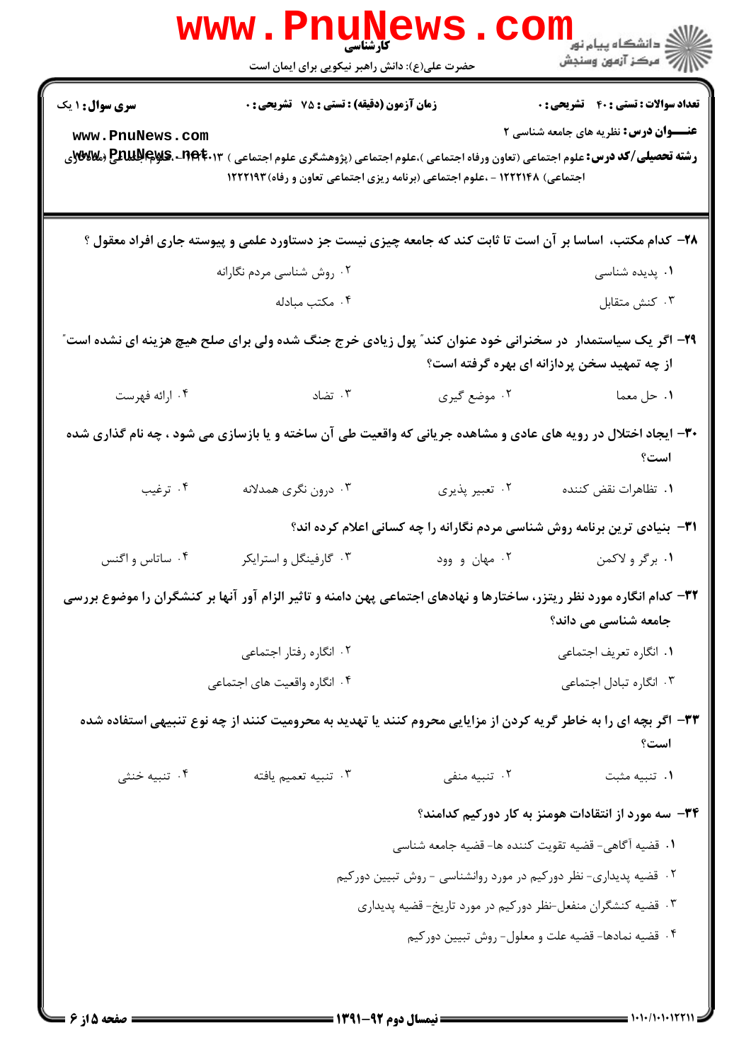**سری سوال:** ۱ یک

**زمان آزمون (دقیقه) : تستی : ۷۵ تشریحی : ۰**

**تعداد سوالات : تستی : ۴۰ تشریحی : ۰**

**عنـــوان درس:** نظریه های جامعه شناسی ۲

**رشته تحصیلی/کد درس:** علوم اجتماعی (تعاون ورفاه اجتماعی )،علوم اجتماعی (پژوهشگری علوم اجتماعی ) ۱۲۲۲۰۱۳ - ،علوم اجتماعی (مددکاری اجتماعی) ۱۲۲۲۱۴۸ - ،علوم اجتماعی (برنامه ریزی اجتماعی تعاون و رفاه) ۱۲۲۲۱۹۳

**۲۸- کدام مکتب، اساسا بر آن است تا ثابت کند که جامعه چیزی نیست جز دستاورد علمی و پیوسته جاری افراد معقول ؟**

۱. پدیده شناسی

۲. روش شناسی مردم نگارانه

۳. کنش متقابل

۴. مکتب مبادله

**۲۹- اگر یک سیاستمدار در سخنرانی خود عنوان کند" پول زیادی خرج جنگ شده ولی برای صلح هیچ هزینه ای نشده است" از چه تمهید سخن پردازانه ای بهره گرفته است؟**

۱. حل معما

۲. موضع گیری

۳. تضاد

۴. ارائه فهرست

**۳۰- ایجاد اختلال در رویه های عادی و مشاهده جریانی که واقعیت طی آن ساخته و یا بازسازی می شود ، چه نام گذاری شده است؟**

۱. تظاهرات نقض کننده

۲. تعبیر پذیری

۳. درون نگری همدلانه

۴. ترغیب

**۳۱- بنیادی ترین برنامه روش شناسی مردم نگارانه را چه کسانی اعلام کرده اند؟**

۱. برگر و لاکمن

۲. مهان و وود

۳. گارفینگل و استرایکر

۴. ساتاس و اگنس

**۳۲- کدام انگاره مورد نظر ریتزر، ساختارها و نهادهای اجتماعی پهن دامنه و تاثیر الزام آور آنها بر کنشگران را موضوع بررسی جامعه شناسی می داند؟**

۱. انگاره تعریف اجتماعی

۲. انگاره رفتار اجتماعی

۳. انگاره تبادل اجتماعی

۴. انگاره واقعیت های اجتماعی

**۳۳- اگر بچه ای را به خاطر گریه کردن از مزایایی محروم کنند یا تهدید به محرومیت کنند از چه نوع تنبیهی استفاده شده است؟**

۱. تنبیه مثبت

۲. تنبیه منفی

۳. تنبیه تعمیم یافته

۴. تنبیه خنثی

**۳۴- سه مورد از انتقادات هومنز به کار دورکیم کدامند؟**

۱. قضیه آگاهی- قضیه تقویت کننده ها- قضیه جامعه شناسی

۲. قضیه پدیداری- نظر دورکیم در مورد روانشناسی - روش تبیین دورکیم

۳. قضیه کنشگران منفعل-نظر دورکیم در مورد تاریخ- قضیه پدیداری

۴. قضیه نمادها- قضیه علت و معلول- روش تبیین دورکیم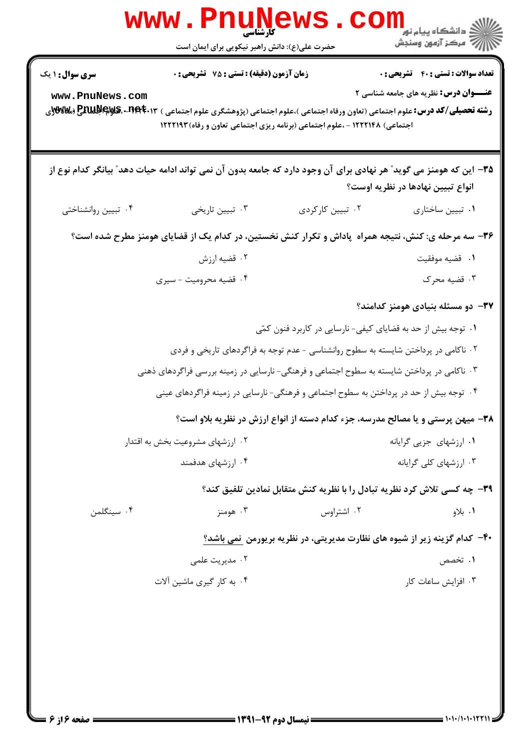**سری سوال:** ۱ یک

**زمان آزمون (دقیقه) : تستی : ۷۵ تشریحی : ۰**

**تعداد سوالات : تستی : ۴۰ تشریحی : ۰**

**عنـــوان درس:** نظریه های جامعه شناسی ۲

**رشته تحصیلی/کد درس:** علوم اجتماعی (تعاون ورفاه اجتماعی )،علوم اجتماعی (پژوهشگری علوم اجتماعی ) ۱۲۲۲۰۱۳ - ،علوم اجتماعی (مددکاری اجتماعی) ۱۲۲۲۱۴۸ - ،علوم اجتماعی (برنامه ریزی اجتماعی تعاون و رفاه) ۱۲۲۲۱۹۳

۳۵- این که هومنز می گوید" هر نهادی برای آن وجود دارد که جامعه بدون آن نمی تواند ادامه حیات دهد" بیانگر کدام نوع از انواع تبیین نهادها در نظریه اوست؟

۱. تبیین ساختاری

۲. تبیین کارکردی

۳. تبیین تاریخی

۴. تبیین روانشناختی

۳۶- سه مرحله ی: کنش، نتیجه همراه پاداش و تکرار کنش نخستین، در کدام یک از قضایای هومنز مطرح شده است؟

۱. قضیه موفقیت

۲. قضیه ارزش

۳. قضیه محرک

۴. قضیه محرومیت - سیری

۳۷- دو مسئله بنیادی هومنز کدامند؟

۱. توجه بیش از حد به قضایای کیفی- نارسایی در کاربرد فنون کمّی

۲. ناکامی در پرداختن شایسته به سطوح روانشناسی - عدم توجه به فراگردهای تاریخی و فردی

۳. ناکامی در پرداختن شایسته به سطوح اجتماعی و فرهنگی- نارسایی در زمینه بررسی فراگردهای ذهنی

۴. توجه بیش از حد در پرداختن به سطوح اجتماعی و فرهنگی- نارسایی در زمینه فراگردهای عینی

۳۸- میهن پرستی و یا مصالح مدرسه، جزء کدام دسته از انواع ارزش در نظریه بلاو است؟

۱. ارزشهای جزیی گرایانه

۲. ارزشهای مشروعیت بخش به اقتدار

۳. ارزشهای کلی گرایانه

۴. ارزشهای هدفمند

۳۹- چه کسی تلاش کرد نظریه تبادل را با نظریه کنش متقابل نمادین تلفیق کند؟

۱. بلاو

۲. اشتراوس

۳. هومنز

۴. سینگلمن

۴۰- کدام گزینه زیر از شیوه های نظارت مدیریتی، در نظریه بریورمن نمی باشد؟

۱. تخصص

۲. مدیریت علمی

۳. افزایش ساعات کار

۴. به کار گیری ماشین آلات